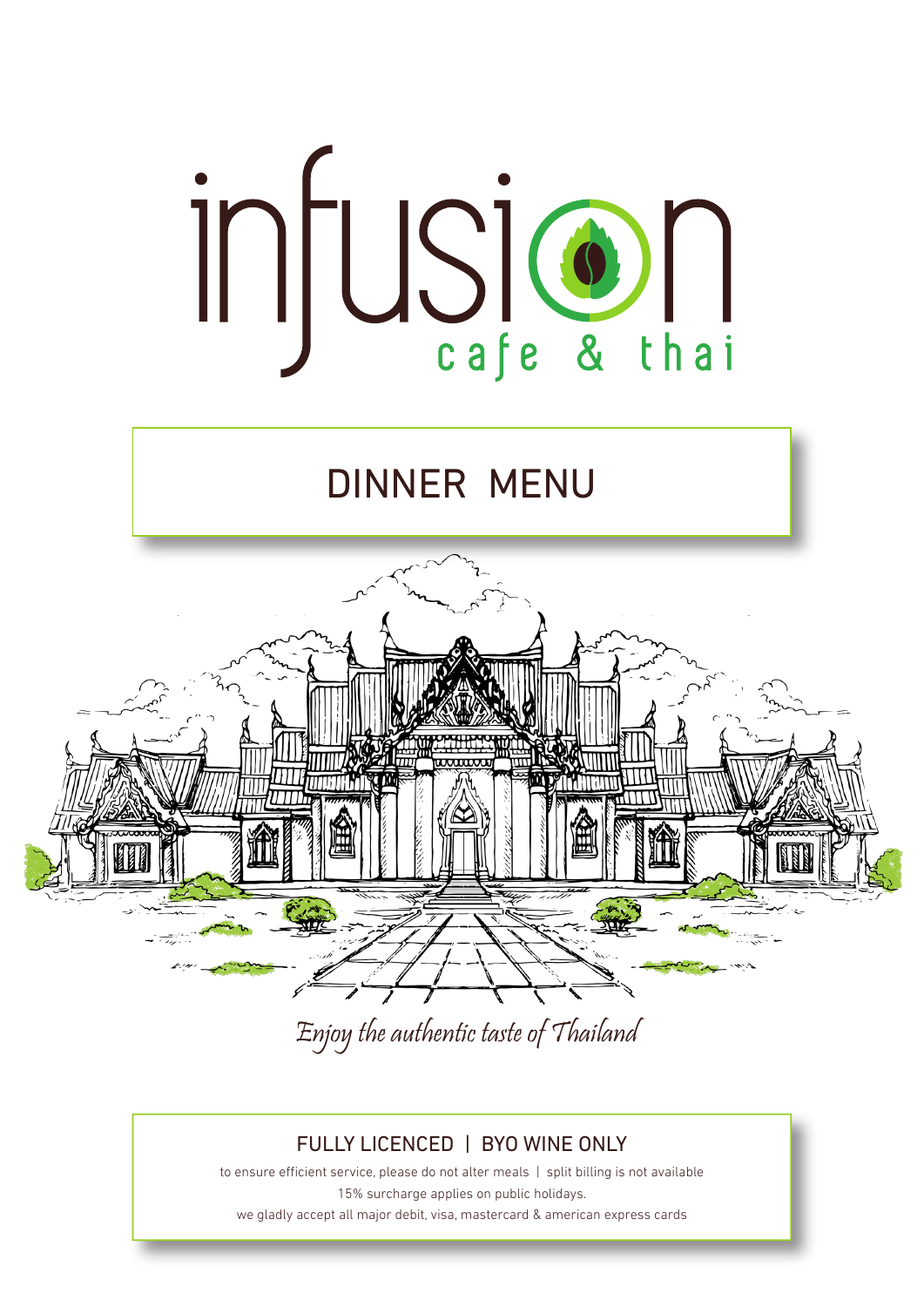# infusion
cafe & thai

## DINNER MENU

*Enjoy the authentic taste of Thailand*

**FULLY LICENCED | BYO WINE ONLY**

to ensure efficient service, please do not alter meals | split billing is not available

15% surcharge applies on public holidays.

we gladly accept all major debit, visa, mastercard & american express cards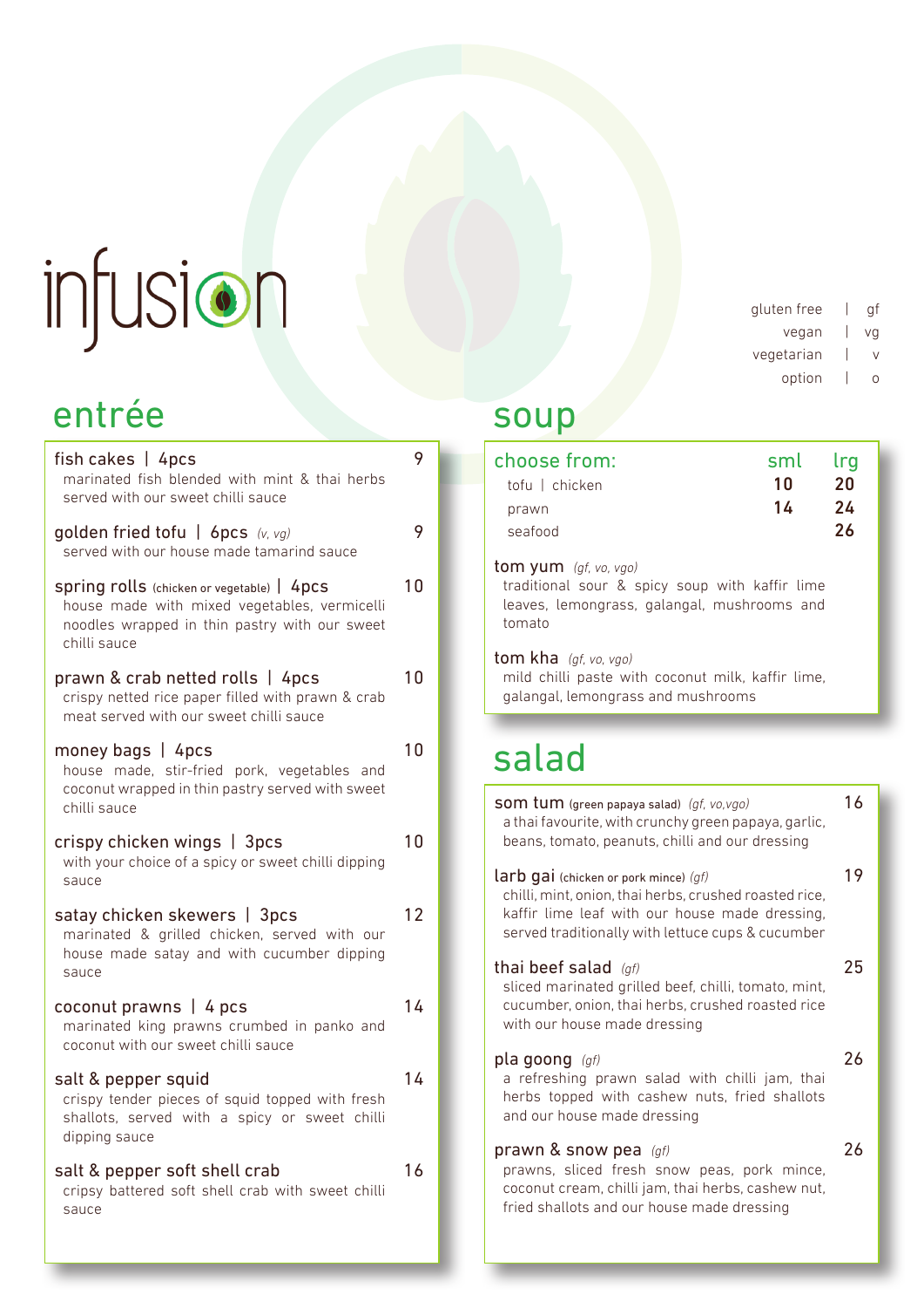# infusion

gluten free | gf
vegan | vg
vegetarian | v
option | o

## entrée

**fish cakes | 4pcs** — 9
marinated fish blended with mint & thai herbs served with our sweet chilli sauce

**golden fried tofu | 6pcs** *(v, vg)* — 9
served with our house made tamarind sauce

**spring rolls** (chicken or vegetable) **| 4pcs** — 10
house made with mixed vegetables, vermicelli noodles wrapped in thin pastry with our sweet chilli sauce

**prawn & crab netted rolls | 4pcs** — 10
crispy netted rice paper filled with prawn & crab meat served with our sweet chilli sauce

**money bags | 4pcs** — 10
house made, stir-fried pork, vegetables and coconut wrapped in thin pastry served with sweet chilli sauce

**crispy chicken wings | 3pcs** — 10
with your choice of a spicy or sweet chilli dipping sauce

**satay chicken skewers | 3pcs** — 12
marinated & grilled chicken, served with our house made satay and with cucumber dipping sauce

**coconut prawns | 4 pcs** — 14
marinated king prawns crumbed in panko and coconut with our sweet chilli sauce

**salt & pepper squid** — 14
crispy tender pieces of squid topped with fresh shallots, served with a spicy or sweet chilli dipping sauce

**salt & pepper soft shell crab** — 16
cripsy battered soft shell crab with sweet chilli sauce

## soup

| choose from: | sml | lrg |
|---|---|---|
| tofu \| chicken | 10 | 20 |
| prawn | 14 | 24 |
| seafood | | 26 |

**tom yum** *(gf, vo, vgo)*
traditional sour & spicy soup with kaffir lime leaves, lemongrass, galangal, mushrooms and tomato

**tom kha** *(gf, vo, vgo)*
mild chilli paste with coconut milk, kaffir lime, galangal, lemongrass and mushrooms

## salad

**som tum** (green papaya salad) *(gf, vo,vgo)* — 16
a thai favourite, with crunchy green papaya, garlic, beans, tomato, peanuts, chilli and our dressing

**larb gai** (chicken or pork mince) *(gf)* — 19
chilli, mint, onion, thai herbs, crushed roasted rice, kaffir lime leaf with our house made dressing, served traditionally with lettuce cups & cucumber

**thai beef salad** *(gf)* — 25
sliced marinated grilled beef, chilli, tomato, mint, cucumber, onion, thai herbs, crushed roasted rice with our house made dressing

**pla goong** *(gf)* — 26
a refreshing prawn salad with chilli jam, thai herbs topped with cashew nuts, fried shallots and our house made dressing

**prawn & snow pea** *(gf)* — 26
prawns, sliced fresh snow peas, pork mince, coconut cream, chilli jam, thai herbs, cashew nut, fried shallots and our house made dressing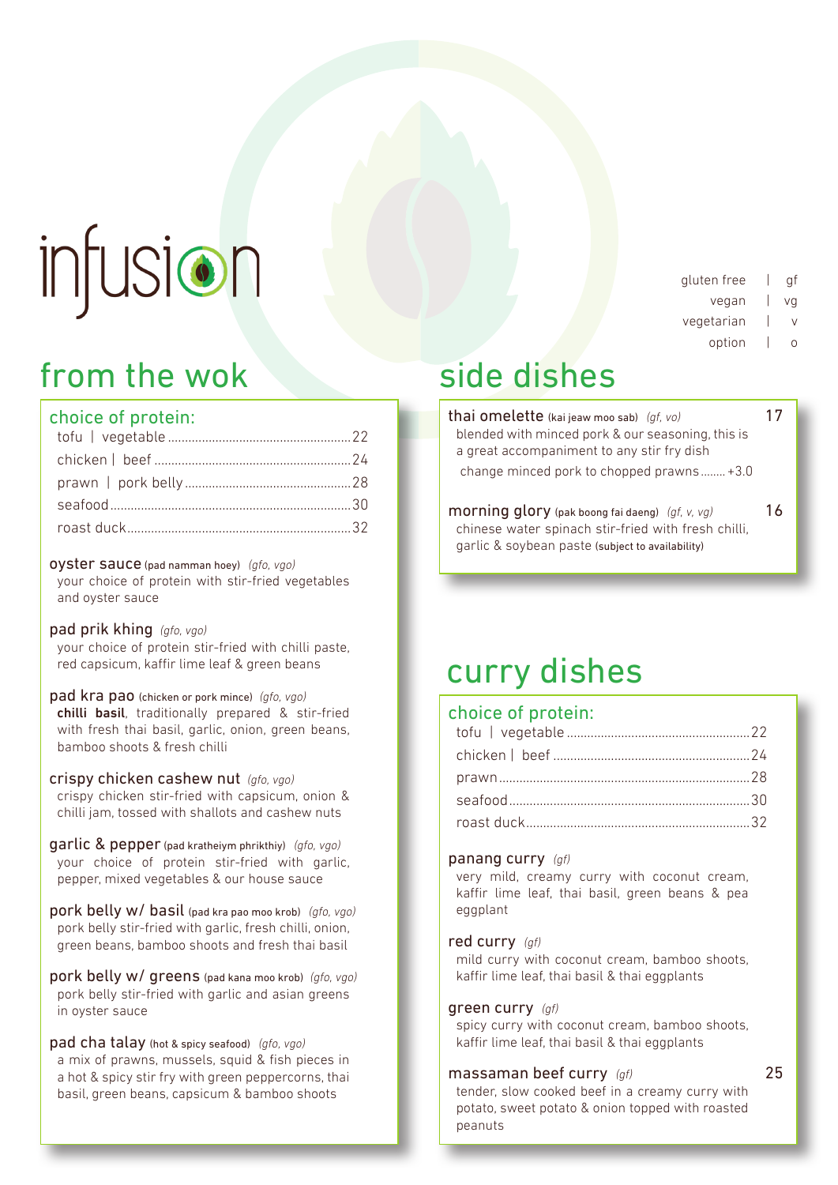# infusion

gluten free | gf
vegan | vg
vegetarian | v
option | o

## from the wok

### choice of protein:

| | |
|---|---|
| tofu \| vegetable | 22 |
| chicken \| beef | 24 |
| prawn \| pork belly | 28 |
| seafood | 30 |
| roast duck | 32 |

**oyster sauce** (pad namman hoey) *(gfo, vgo)*
your choice of protein with stir-fried vegetables and oyster sauce

**pad prik khing** *(gfo, vgo)*
your choice of protein stir-fried with chilli paste, red capsicum, kaffir lime leaf & green beans

**pad kra pao** (chicken or pork mince) *(gfo, vgo)*
**chilli basil**, traditionally prepared & stir-fried with fresh thai basil, garlic, onion, green beans, bamboo shoots & fresh chilli

**crispy chicken cashew nut** *(gfo, vgo)*
crispy chicken stir-fried with capsicum, onion & chilli jam, tossed with shallots and cashew nuts

**garlic & pepper** (pad kratheiym phrikthiy) *(gfo, vgo)*
your choice of protein stir-fried with garlic, pepper, mixed vegetables & our house sauce

**pork belly w/ basil** (pad kra pao moo krob) *(gfo, vgo)*
pork belly stir-fried with garlic, fresh chilli, onion, green beans, bamboo shoots and fresh thai basil

**pork belly w/ greens** (pad kana moo krob) *(gfo, vgo)*
pork belly stir-fried with garlic and asian greens in oyster sauce

**pad cha talay** (hot & spicy seafood) *(gfo, vgo)*
a mix of prawns, mussels, squid & fish pieces in a hot & spicy stir fry with green peppercorns, thai basil, green beans, capsicum & bamboo shoots

## side dishes

**thai omelette** (kai jeaw moo sab) *(gf, vo)* — 17
blended with minced pork & our seasoning, this is a great accompaniment to any stir fry dish
change minced pork to chopped prawns........ +3.0

**morning glory** (pak boong fai daeng) *(gf, v, vg)* — 16
chinese water spinach stir-fried with fresh chilli, garlic & soybean paste (subject to availability)

## curry dishes

### choice of protein:

| | |
|---|---|
| tofu \| vegetable | 22 |
| chicken \| beef | 24 |
| prawn | 28 |
| seafood | 30 |
| roast duck | 32 |

**panang curry** *(gf)*
very mild, creamy curry with coconut cream, kaffir lime leaf, thai basil, green beans & pea eggplant

**red curry** *(gf)*
mild curry with coconut cream, bamboo shoots, kaffir lime leaf, thai basil & thai eggplants

**green curry** *(gf)*
spicy curry with coconut cream, bamboo shoots, kaffir lime leaf, thai basil & thai eggplants

**massaman beef curry** *(gf)* — 25
tender, slow cooked beef in a creamy curry with potato, sweet potato & onion topped with roasted peanuts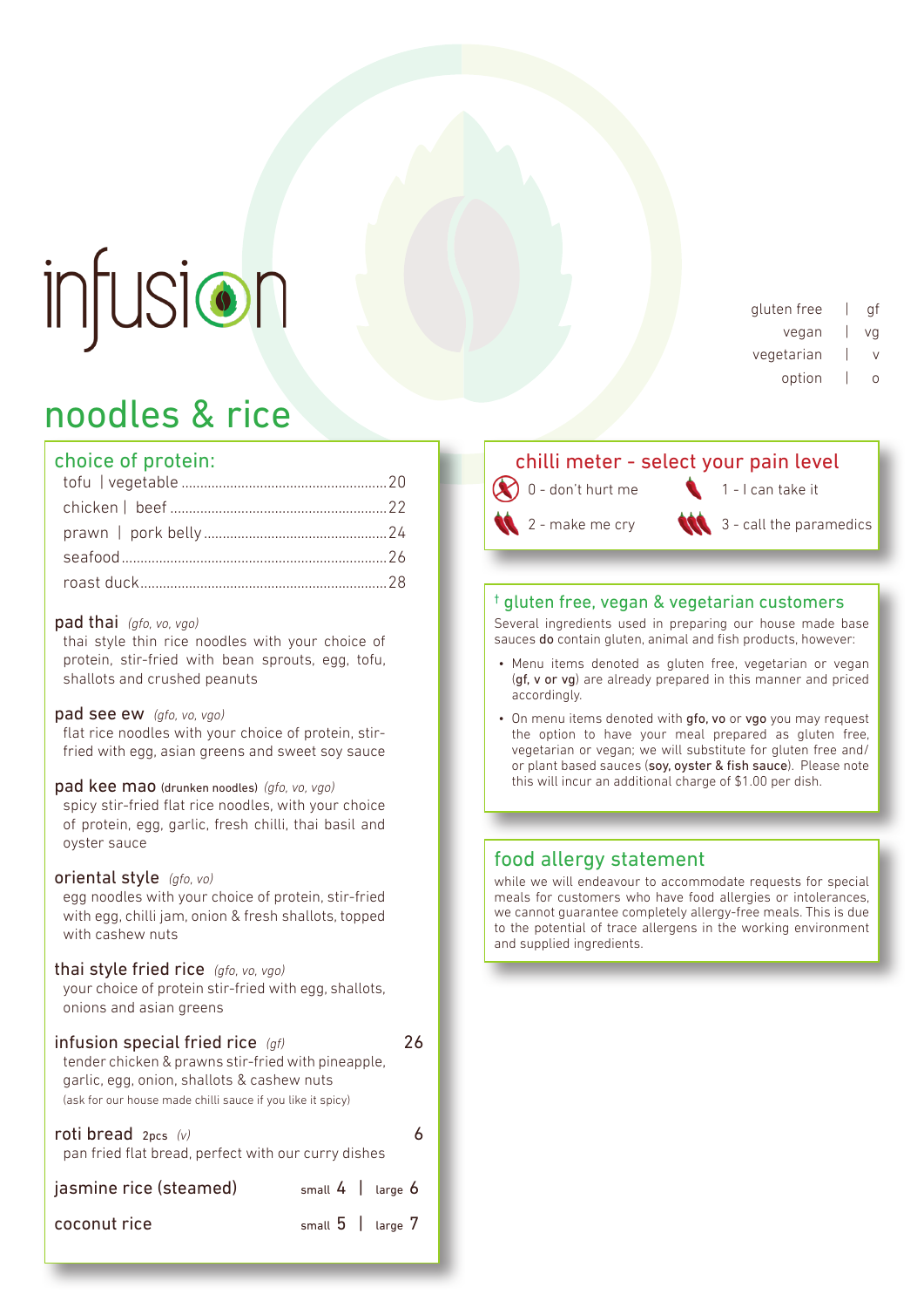# infusion

gluten free | gf
vegan | vg
vegetarian | v
option | o

## noodles & rice

### choice of protein:

| | |
|---|---|
| tofu \| vegetable | 20 |
| chicken \| beef | 22 |
| prawn \| pork belly | 24 |
| seafood | 26 |
| roast duck | 28 |

**pad thai** *(gfo, vo, vgo)*
thai style thin rice noodles with your choice of protein, stir-fried with bean sprouts, egg, tofu, shallots and crushed peanuts

**pad see ew** *(gfo, vo, vgo)*
flat rice noodles with your choice of protein, stir-fried with egg, asian greens and sweet soy sauce

**pad kee mao** (drunken noodles) *(gfo, vo, vgo)*
spicy stir-fried flat rice noodles, with your choice of protein, egg, garlic, fresh chilli, thai basil and oyster sauce

**oriental style** *(gfo, vo)*
egg noodles with your choice of protein, stir-fried with egg, chilli jam, onion & fresh shallots, topped with cashew nuts

**thai style fried rice** *(gfo, vo, vgo)*
your choice of protein stir-fried with egg, shallots, onions and asian greens

**infusion special fried rice** *(gf)* 26
tender chicken & prawns stir-fried with pineapple, garlic, egg, onion, shallots & cashew nuts
(ask for our house made chilli sauce if you like it spicy)

**roti bread** 2pcs *(v)* 6
pan fried flat bread, perfect with our curry dishes

**jasmine rice (steamed)** small 4 | large 6

**coconut rice** small 5 | large 7

## chilli meter - select your pain level

- 0 - don't hurt me
- 1 - I can take it
- 2 - make me cry
- 3 - call the paramedics

## † gluten free, vegan & vegetarian customers

Several ingredients used in preparing our house made base sauces **do** contain gluten, animal and fish products, however:

- Menu items denoted as gluten free, vegetarian or vegan (**gf, v or vg**) are already prepared in this manner and priced accordingly.
- On menu items denoted with **gfo, vo** or **vgo** you may request the option to have your meal prepared as gluten free, vegetarian or vegan; we will substitute for gluten free and/or plant based sauces (**soy, oyster & fish sauce**). Please note this will incur an additional charge of $1.00 per dish.

## food allergy statement

while we will endeavour to accommodate requests for special meals for customers who have food allergies or intolerances, we cannot guarantee completely allergy-free meals. This is due to the potential of trace allergens in the working environment and supplied ingredients.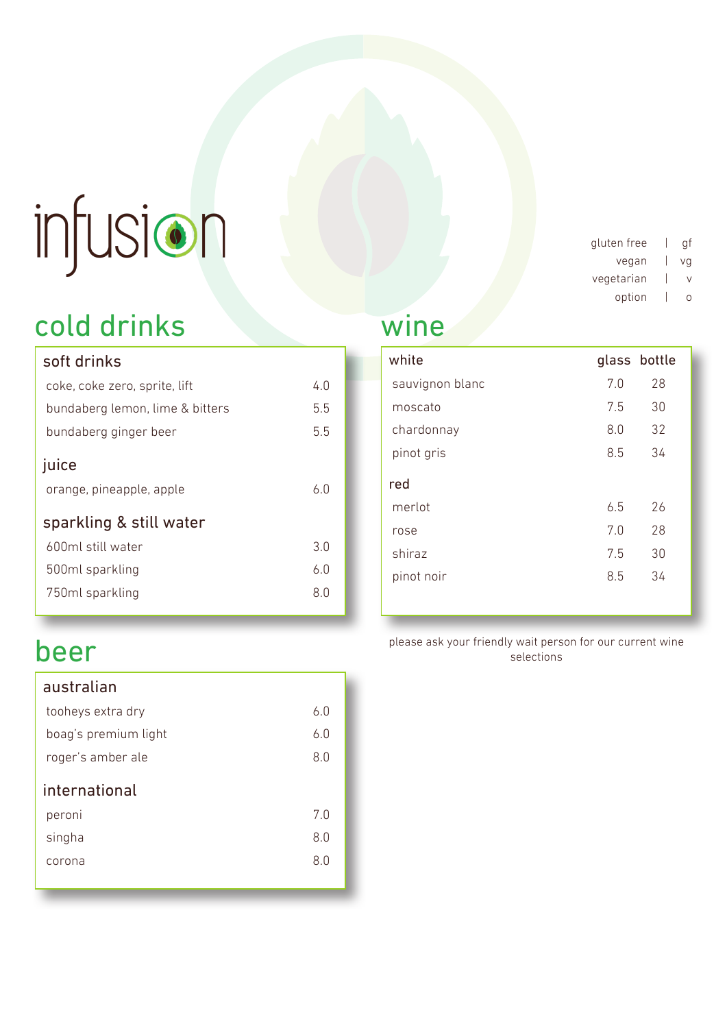# infusion

| | |
|---|---|
| gluten free | gf |
| vegan | vg |
| vegetarian | v |
| option | o |

## cold drinks

### soft drinks

| | |
|---|---|
| coke, coke zero, sprite, lift | 4.0 |
| bundaberg lemon, lime & bitters | 5.5 |
| bundaberg ginger beer | 5.5 |

### juice

| | |
|---|---|
| orange, pineapple, apple | 6.0 |

### sparkling & still water

| | |
|---|---|
| 600ml still water | 3.0 |
| 500ml sparkling | 6.0 |
| 750ml sparkling | 8.0 |

## beer

### australian

| | |
|---|---|
| tooheys extra dry | 6.0 |
| boag's premium light | 6.0 |
| roger's amber ale | 8.0 |

### international

| | |
|---|---|
| peroni | 7.0 |
| singha | 8.0 |
| corona | 8.0 |

## wine

| white | glass | bottle |
|---|---|---|
| sauvignon blanc | 7.0 | 28 |
| moscato | 7.5 | 30 |
| chardonnay | 8.0 | 32 |
| pinot gris | 8.5 | 34 |

| red | glass | bottle |
|---|---|---|
| merlot | 6.5 | 26 |
| rose | 7.0 | 28 |
| shiraz | 7.5 | 30 |
| pinot noir | 8.5 | 34 |

please ask your friendly wait person for our current wine selections